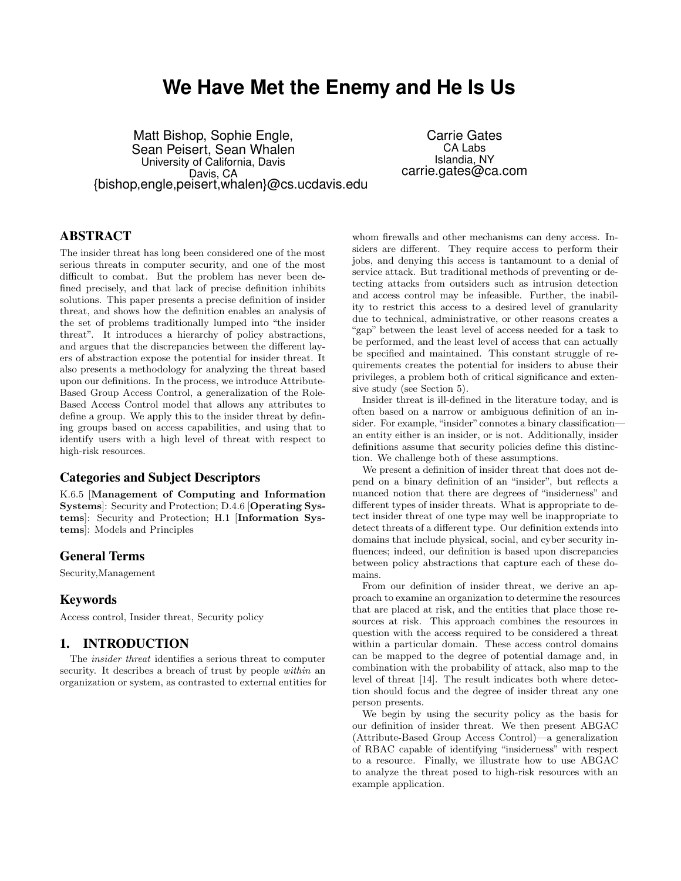# We Have Met the Enemy and He Is Us

Matt Bishop, Sophie Engle, Sean Peisert, Sean Whalen
University of California, Davis
Davis, CA
{bishop,engle,peisert,whalen}@cs.ucdavis.edu

Carrie Gates
CA Labs
Islandia, NY
carrie.gates@ca.com

## ABSTRACT

The insider threat has long been considered one of the most serious threats in computer security, and one of the most difficult to combat. But the problem has never been defined precisely, and that lack of precise definition inhibits solutions. This paper presents a precise definition of insider threat, and shows how the definition enables an analysis of the set of problems traditionally lumped into "the insider threat". It introduces a hierarchy of policy abstractions, and argues that the discrepancies between the different layers of abstraction expose the potential for insider threat. It also presents a methodology for analyzing the threat based upon our definitions. In the process, we introduce Attribute-Based Group Access Control, a generalization of the Role-Based Access Control model that allows any attributes to define a group. We apply this to the insider threat by defining groups based on access capabilities, and using that to identify users with a high level of threat with respect to high-risk resources.

### Categories and Subject Descriptors

K.6.5 [**Management of Computing and Information Systems**]: Security and Protection; D.4.6 [**Operating Systems**]: Security and Protection; H.1 [**Information Systems**]: Models and Principles

### General Terms

Security,Management

### Keywords

Access control, Insider threat, Security policy

## 1. INTRODUCTION

The *insider threat* identifies a serious threat to computer security. It describes a breach of trust by people *within* an organization or system, as contrasted to external entities for whom firewalls and other mechanisms can deny access. Insiders are different. They require access to perform their jobs, and denying this access is tantamount to a denial of service attack. But traditional methods of preventing or detecting attacks from outsiders such as intrusion detection and access control may be infeasible. Further, the inability to restrict this access to a desired level of granularity due to technical, administrative, or other reasons creates a "gap" between the least level of access needed for a task to be performed, and the least level of access that can actually be specified and maintained. This constant struggle of requirements creates the potential for insiders to abuse their privileges, a problem both of critical significance and extensive study (see Section 5).

Insider threat is ill-defined in the literature today, and is often based on a narrow or ambiguous definition of an insider. For example, "insider" connotes a binary classification—an entity either is an insider, or is not. Additionally, insider definitions assume that security policies define this distinction. We challenge both of these assumptions.

We present a definition of insider threat that does not depend on a binary definition of an "insider", but reflects a nuanced notion that there are degrees of "insiderness" and different types of insider threats. What is appropriate to detect insider threat of one type may well be inappropriate to detect threats of a different type. Our definition extends into domains that include physical, social, and cyber security influences; indeed, our definition is based upon discrepancies between policy abstractions that capture each of these domains.

From our definition of insider threat, we derive an approach to examine an organization to determine the resources that are placed at risk, and the entities that place those resources at risk. This approach combines the resources in question with the access required to be considered a threat within a particular domain. These access control domains can be mapped to the degree of potential damage and, in combination with the probability of attack, also map to the level of threat [14]. The result indicates both where detection should focus and the degree of insider threat any one person presents.

We begin by using the security policy as the basis for our definition of insider threat. We then present ABGAC (Attribute-Based Group Access Control)—a generalization of RBAC capable of identifying "insiderness" with respect to a resource. Finally, we illustrate how to use ABGAC to analyze the threat posed to high-risk resources with an example application.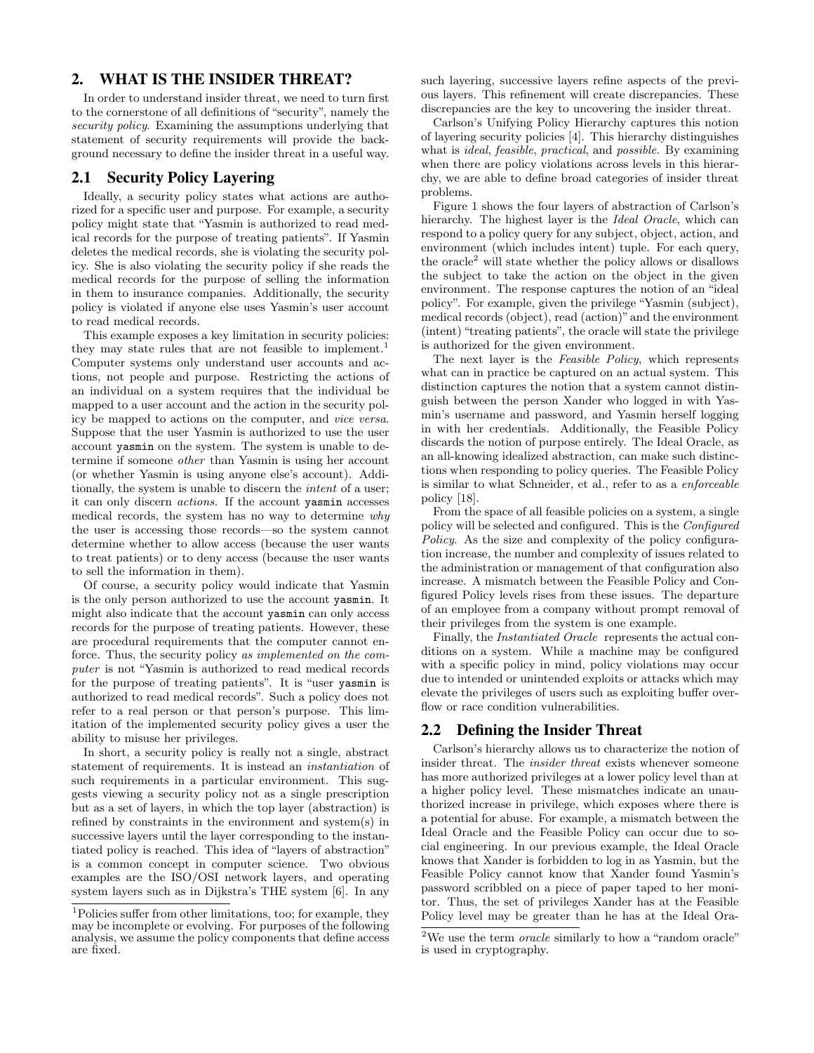## 2. WHAT IS THE INSIDER THREAT?

In order to understand insider threat, we need to turn first to the cornerstone of all definitions of "security", namely the *security policy*. Examining the assumptions underlying that statement of security requirements will provide the background necessary to define the insider threat in a useful way.

### 2.1 Security Policy Layering

Ideally, a security policy states what actions are authorized for a specific user and purpose. For example, a security policy might state that "Yasmin is authorized to read medical records for the purpose of treating patients". If Yasmin deletes the medical records, she is violating the security policy. She is also violating the security policy if she reads the medical records for the purpose of selling the information in them to insurance companies. Additionally, the security policy is violated if anyone else uses Yasmin's user account to read medical records.

This example exposes a key limitation in security policies: they may state rules that are not feasible to implement.[1] Computer systems only understand user accounts and actions, not people and purpose. Restricting the actions of an individual on a system requires that the individual be mapped to a user account and the action in the security policy be mapped to actions on the computer, and *vice versa*. Suppose that the user Yasmin is authorized to use the user account `yasmin` on the system. The system is unable to determine if someone *other* than Yasmin is using her account (or whether Yasmin is using anyone else's account). Additionally, the system is unable to discern the *intent* of a user; it can only discern *actions*. If the account `yasmin` accesses medical records, the system has no way to determine *why* the user is accessing those records—so the system cannot determine whether to allow access (because the user wants to treat patients) or to deny access (because the user wants to sell the information in them).

Of course, a security policy would indicate that Yasmin is the only person authorized to use the account `yasmin`. It might also indicate that the account `yasmin` can only access records for the purpose of treating patients. However, these are procedural requirements that the computer cannot enforce. Thus, the security policy *as implemented on the computer* is not "Yasmin is authorized to read medical records for the purpose of treating patients". It is "user `yasmin` is authorized to read medical records". Such a policy does not refer to a real person or that person's purpose. This limitation of the implemented security policy gives a user the ability to misuse her privileges.

In short, a security policy is really not a single, abstract statement of requirements. It is instead an *instantiation* of such requirements in a particular environment. This suggests viewing a security policy not as a single prescription but as a set of layers, in which the top layer (abstraction) is refined by constraints in the environment and system(s) in successive layers until the layer corresponding to the instantiated policy is reached. This idea of "layers of abstraction" is a common concept in computer science. Two obvious examples are the ISO/OSI network layers, and operating system layers such as in Dijkstra's THE system [6]. In any such layering, successive layers refine aspects of the previous layers. This refinement will create discrepancies. These discrepancies are the key to uncovering the insider threat.

Carlson's Unifying Policy Hierarchy captures this notion of layering security policies [4]. This hierarchy distinguishes what is *ideal*, *feasible*, *practical*, and *possible*. By examining when there are policy violations across levels in this hierarchy, we are able to define broad categories of insider threat problems.

Figure 1 shows the four layers of abstraction of Carlson's hierarchy. The highest layer is the *Ideal Oracle*, which can respond to a policy query for any subject, object, action, and environment (which includes intent) tuple. For each query, the oracle[2] will state whether the policy allows or disallows the subject to take the action on the object in the given environment. The response captures the notion of an "ideal policy". For example, given the privilege "Yasmin (subject), medical records (object), read (action)" and the environment (intent) "treating patients", the oracle will state the privilege is authorized for the given environment.

The next layer is the *Feasible Policy*, which represents what can in practice be captured on an actual system. This distinction captures the notion that a system cannot distinguish between the person Xander who logged in with Yasmin's username and password, and Yasmin herself logging in with her credentials. Additionally, the Feasible Policy discards the notion of purpose entirely. The Ideal Oracle, as an all-knowing idealized abstraction, can make such distinctions when responding to policy queries. The Feasible Policy is similar to what Schneider, et al., refer to as a *enforceable* policy [18].

From the space of all feasible policies on a system, a single policy will be selected and configured. This is the *Configured Policy*. As the size and complexity of the policy configuration increase, the number and complexity of issues related to the administration or management of that configuration also increase. A mismatch between the Feasible Policy and Configured Policy levels rises from these issues. The departure of an employee from a company without prompt removal of their privileges from the system is one example.

Finally, the *Instantiated Oracle* represents the actual conditions on a system. While a machine may be configured with a specific policy in mind, policy violations may occur due to intended or unintended exploits or attacks which may elevate the privileges of users such as exploiting buffer overflow or race condition vulnerabilities.

### 2.2 Defining the Insider Threat

Carlson's hierarchy allows us to characterize the notion of insider threat. The *insider threat* exists whenever someone has more authorized privileges at a lower policy level than at a higher policy level. These mismatches indicate an unauthorized increase in privilege, which exposes where there is a potential for abuse. For example, a mismatch between the Ideal Oracle and the Feasible Policy can occur due to social engineering. In our previous example, the Ideal Oracle knows that Xander is forbidden to log in as Yasmin, but the Feasible Policy cannot know that Xander found Yasmin's password scribbled on a piece of paper taped to her monitor. Thus, the set of privileges Xander has at the Feasible Policy level may be greater than he has at the Ideal Ora-

[1] Policies suffer from other limitations, too; for example, they may be incomplete or evolving. For purposes of the following analysis, we assume the policy components that define access are fixed.

[2] We use the term *oracle* similarly to how a "random oracle" is used in cryptography.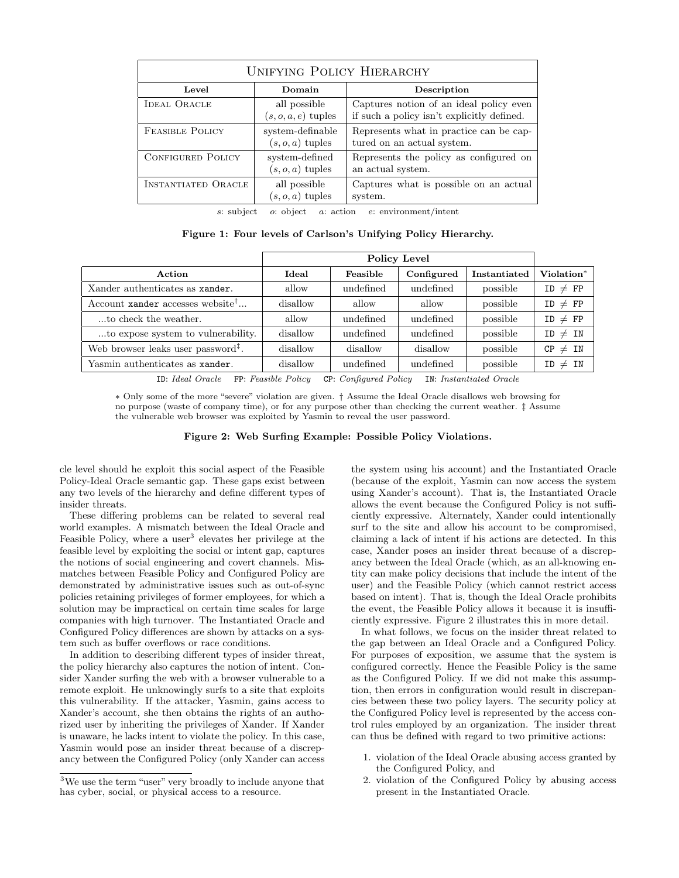| Unifying Policy Hierarchy | | |
|---|---|---|
| **Level** | **Domain** | **Description** |
| Ideal Oracle | all possible $(s, o, a, e)$ tuples | Captures notion of an ideal policy even if such a policy isn't explicitly defined. |
| Feasible Policy | system-definable $(s, o, a)$ tuples | Represents what in practice can be captured on an actual system. |
| Configured Policy | system-defined $(s, o, a)$ tuples | Represents the policy as configured on an actual system. |
| Instantiated Oracle | all possible $(s, o, a)$ tuples | Captures what is possible on an actual system. |

$s$: subject $o$: object $a$: action $e$: environment/intent

**Figure 1: Four levels of Carlson's Unifying Policy Hierarchy.**

| | Policy Level | | | | |
|---|---|---|---|---|---|
| **Action** | **Ideal** | **Feasible** | **Configured** | **Instantiated** | **Violation*** |
| Xander authenticates as `xander`. | allow | undefined | undefined | possible | ID $\neq$ FP |
| Account `xander` accesses website†... | disallow | allow | allow | possible | ID $\neq$ FP |
| ...to check the weather. | allow | undefined | undefined | possible | ID $\neq$ FP |
| ...to expose system to vulnerability. | disallow | undefined | undefined | possible | ID $\neq$ IN |
| Web browser leaks user password‡. | disallow | disallow | disallow | possible | CP $\neq$ IN |
| Yasmin authenticates as `xander`. | disallow | undefined | undefined | possible | ID $\neq$ IN |

ID: *Ideal Oracle* FP: *Feasible Policy* CP: *Configured Policy* IN: *Instantiated Oracle*

* Only some of the more "severe" violation are given. † Assume the Ideal Oracle disallows web browsing for no purpose (waste of company time), or for any purpose other than checking the current weather. ‡ Assume the vulnerable web browser was exploited by Yasmin to reveal the user password.

**Figure 2: Web Surfing Example: Possible Policy Violations.**

cle level should he exploit this social aspect of the Feasible Policy-Ideal Oracle semantic gap. These gaps exist between any two levels of the hierarchy and define different types of insider threats.

These differing problems can be related to several real world examples. A mismatch between the Ideal Oracle and Feasible Policy, where a user[3] elevates her privilege at the feasible level by exploiting the social or intent gap, captures the notions of social engineering and covert channels. Mismatches between Feasible Policy and Configured Policy are demonstrated by administrative issues such as out-of-sync policies retaining privileges of former employees, for which a solution may be impractical on certain time scales for large companies with high turnover. The Instantiated Oracle and Configured Policy differences are shown by attacks on a system such as buffer overflows or race conditions.

In addition to describing different types of insider threat, the policy hierarchy also captures the notion of intent. Consider Xander surfing the web with a browser vulnerable to a remote exploit. He unknowingly surfs to a site that exploits this vulnerability. If the attacker, Yasmin, gains access to Xander's account, she then obtains the rights of an authorized user by inheriting the privileges of Xander. If Xander is unaware, he lacks intent to violate the policy. In this case, Yasmin would pose an insider threat because of a discrepancy between the Configured Policy (only Xander can access the system using his account) and the Instantiated Oracle (because of the exploit, Yasmin can now access the system using Xander's account). That is, the Instantiated Oracle allows the event because the Configured Policy is not sufficiently expressive. Alternately, Xander could intentionally surf to the site and allow his account to be compromised, claiming a lack of intent if his actions are detected. In this case, Xander poses an insider threat because of a discrepancy between the Ideal Oracle (which, as an all-knowing entity can make policy decisions that include the intent of the user) and the Feasible Policy (which cannot restrict access based on intent). That is, though the Ideal Oracle prohibits the event, the Feasible Policy allows it because it is insufficiently expressive. Figure 2 illustrates this in more detail.

In what follows, we focus on the insider threat related to the gap between an Ideal Oracle and a Configured Policy. For purposes of exposition, we assume that the system is configured correctly. Hence the Feasible Policy is the same as the Configured Policy. If we did not make this assumption, then errors in configuration would result in discrepancies between these two policy layers. The security policy at the Configured Policy level is represented by the access control rules employed by an organization. The insider threat can thus be defined with regard to two primitive actions:

1. violation of the Ideal Oracle abusing access granted by the Configured Policy, and
2. violation of the Configured Policy by abusing access present in the Instantiated Oracle.

[3] We use the term "user" very broadly to include anyone that has cyber, social, or physical access to a resource.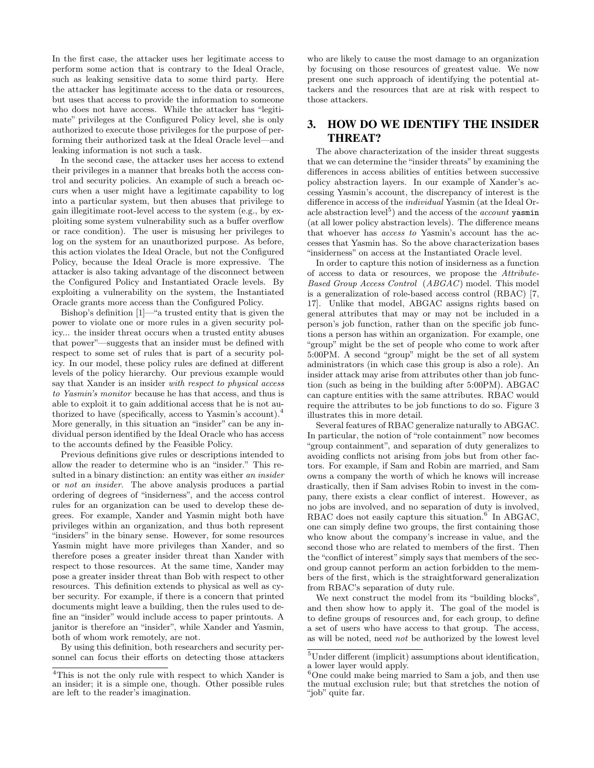In the first case, the attacker uses her legitimate access to perform some action that is contrary to the Ideal Oracle, such as leaking sensitive data to some third party. Here the attacker has legitimate access to the data or resources, but uses that access to provide the information to someone who does not have access. While the attacker has "legitimate" privileges at the Configured Policy level, she is only authorized to execute those privileges for the purpose of performing their authorized task at the Ideal Oracle level—and leaking information is not such a task.

In the second case, the attacker uses her access to extend their privileges in a manner that breaks both the access control and security policies. An example of such a breach occurs when a user might have a legitimate capability to log into a particular system, but then abuses that privilege to gain illegitimate root-level access to the system (e.g., by exploiting some system vulnerability such as a buffer overflow or race condition). The user is misusing her privileges to log on the system for an unauthorized purpose. As before, this action violates the Ideal Oracle, but not the Configured Policy, because the Ideal Oracle is more expressive. The attacker is also taking advantage of the disconnect between the Configured Policy and Instantiated Oracle levels. By exploiting a vulnerability on the system, the Instantiated Oracle grants more access than the Configured Policy.

Bishop's definition [1]—"a trusted entity that is given the power to violate one or more rules in a given security policy... the insider threat occurs when a trusted entity abuses that power"—suggests that an insider must be defined with respect to some set of rules that is part of a security policy. In our model, these policy rules are defined at different levels of the policy hierarchy. Our previous example would say that Xander is an insider *with respect to physical access to Yasmin's monitor* because he has that access, and thus is able to exploit it to gain additional access that he is not authorized to have (specifically, access to Yasmin's account).[4] More generally, in this situation an "insider" can be any individual person identified by the Ideal Oracle who has access to the accounts defined by the Feasible Policy.

Previous definitions give rules or descriptions intended to allow the reader to determine who is an "insider." This resulted in a binary distinction: an entity was either *an insider* or *not an insider*. The above analysis produces a partial ordering of degrees of "insiderness", and the access control rules for an organization can be used to develop these degrees. For example, Xander and Yasmin might both have privileges within an organization, and thus both represent "insiders" in the binary sense. However, for some resources Yasmin might have more privileges than Xander, and so therefore poses a greater insider threat than Xander with respect to those resources. At the same time, Xander may pose a greater insider threat than Bob with respect to other resources. This definition extends to physical as well as cyber security. For example, if there is a concern that printed documents might leave a building, then the rules used to define an "insider" would include access to paper printouts. A janitor is therefore an "insider", while Xander and Yasmin, both of whom work remotely, are not.

By using this definition, both researchers and security personnel can focus their efforts on detecting those attackers who are likely to cause the most damage to an organization by focusing on those resources of greatest value. We now present one such approach of identifying the potential attackers and the resources that are at risk with respect to those attackers.

## 3. HOW DO WE IDENTIFY THE INSIDER THREAT?

The above characterization of the insider threat suggests that we can determine the "insider threats" by examining the differences in access abilities of entities between successive policy abstraction layers. In our example of Xander's accessing Yasmin's account, the discrepancy of interest is the difference in access of the *individual* Yasmin (at the Ideal Oracle abstraction level[5]) and the access of the *account* `yasmin` (at all lower policy abstraction levels). The difference means that whoever has *access to* Yasmin's account has the accesses that Yasmin has. So the above characterization bases "insiderness" on access at the Instantiated Oracle level.

In order to capture this notion of insiderness as a function of access to data or resources, we propose the *Attribute-Based Group Access Control* (*ABGAC*) model. This model is a generalization of role-based access control (RBAC) [7, 17]. Unlike that model, ABGAC assigns rights based on general attributes that may or may not be included in a person's job function, rather than on the specific job functions a person has within an organization. For example, one "group" might be the set of people who come to work after 5:00PM. A second "group" might be the set of all system administrators (in which case this group is also a role). An insider attack may arise from attributes other than job function (such as being in the building after 5:00PM). ABGAC can capture entities with the same attributes. RBAC would require the attributes to be job functions to do so. Figure 3 illustrates this in more detail.

Several features of RBAC generalize naturally to ABGAC. In particular, the notion of "role containment" now becomes "group containment", and separation of duty generalizes to avoiding conflicts not arising from jobs but from other factors. For example, if Sam and Robin are married, and Sam owns a company the worth of which he knows will increase drastically, then if Sam advises Robin to invest in the company, there exists a clear conflict of interest. However, as no jobs are involved, and no separation of duty is involved, RBAC does not easily capture this situation.[6] In ABGAC, one can simply define two groups, the first containing those who know about the company's increase in value, and the second those who are related to members of the first. Then the "conflict of interest" simply says that members of the second group cannot perform an action forbidden to the members of the first, which is the straightforward generalization from RBAC's separation of duty rule.

We next construct the model from its "building blocks", and then show how to apply it. The goal of the model is to define groups of resources and, for each group, to define a set of users who have access to that group. The access, as will be noted, need *not* be authorized by the lowest level

[4] This is not the only rule with respect to which Xander is an insider; it is a simple one, though. Other possible rules are left to the reader's imagination.

[5] Under different (implicit) assumptions about identification, a lower layer would apply.

[6] One could make being married to Sam a job, and then use the mutual exclusion rule; but that stretches the notion of "job" quite far.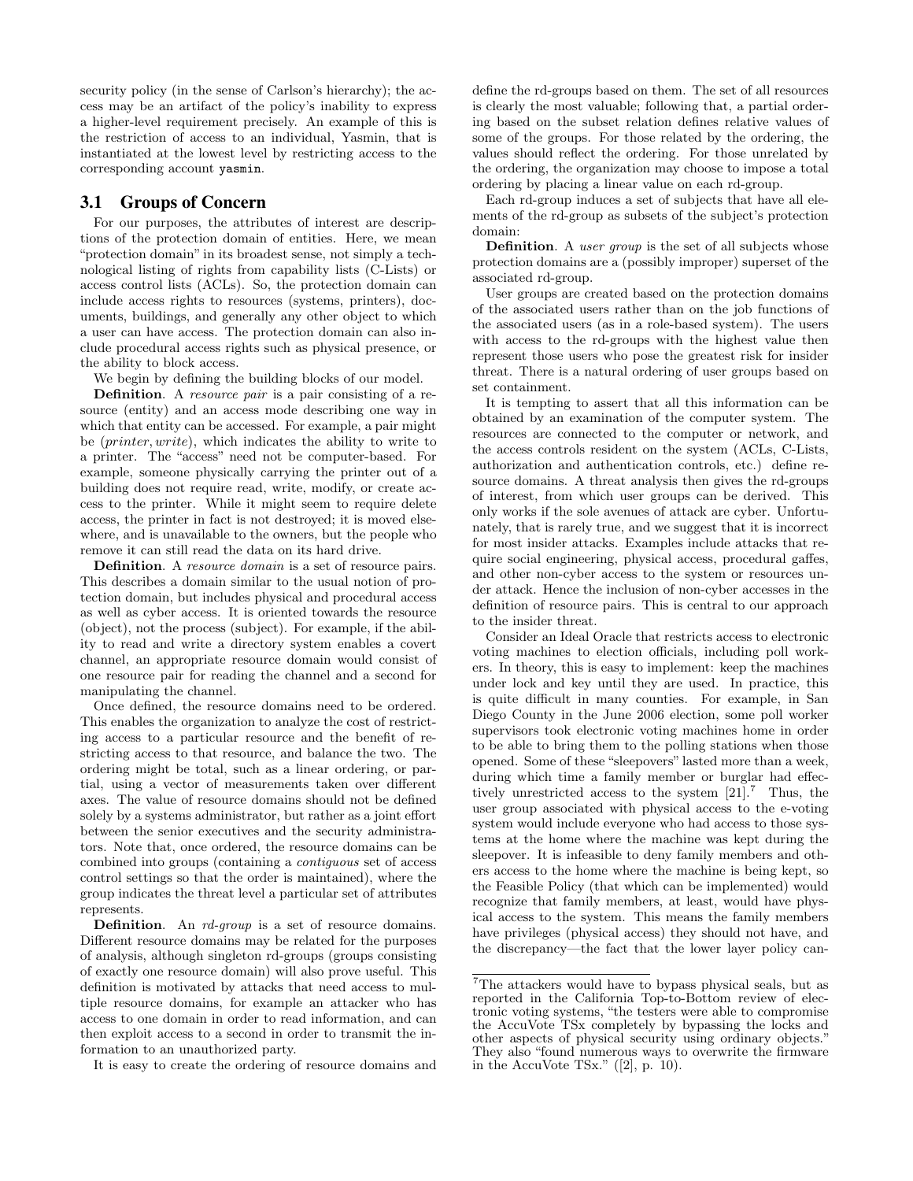security policy (in the sense of Carlson's hierarchy); the access may be an artifact of the policy's inability to express a higher-level requirement precisely. An example of this is the restriction of access to an individual, Yasmin, that is instantiated at the lowest level by restricting access to the corresponding account `yasmin`.

### 3.1 Groups of Concern

For our purposes, the attributes of interest are descriptions of the protection domain of entities. Here, we mean "protection domain" in its broadest sense, not simply a technological listing of rights from capability lists (C-Lists) or access control lists (ACLs). So, the protection domain can include access rights to resources (systems, printers), documents, buildings, and generally any other object to which a user can have access. The protection domain can also include procedural access rights such as physical presence, or the ability to block access.

We begin by defining the building blocks of our model.

**Definition**. A *resource pair* is a pair consisting of a resource (entity) and an access mode describing one way in which that entity can be accessed. For example, a pair might be $(printer, write)$, which indicates the ability to write to a printer. The "access" need not be computer-based. For example, someone physically carrying the printer out of a building does not require read, write, modify, or create access to the printer. While it might seem to require delete access, the printer in fact is not destroyed; it is moved elsewhere, and is unavailable to the owners, but the people who remove it can still read the data on its hard drive.

**Definition**. A *resource domain* is a set of resource pairs. This describes a domain similar to the usual notion of protection domain, but includes physical and procedural access as well as cyber access. It is oriented towards the resource (object), not the process (subject). For example, if the ability to read and write a directory system enables a covert channel, an appropriate resource domain would consist of one resource pair for reading the channel and a second for manipulating the channel.

Once defined, the resource domains need to be ordered. This enables the organization to analyze the cost of restricting access to a particular resource and the benefit of restricting access to that resource, and balance the two. The ordering might be total, such as a linear ordering, or partial, using a vector of measurements taken over different axes. The value of resource domains should not be defined solely by a systems administrator, but rather as a joint effort between the senior executives and the security administrators. Note that, once ordered, the resource domains can be combined into groups (containing a *contiguous* set of access control settings so that the order is maintained), where the group indicates the threat level a particular set of attributes represents.

**Definition**. An *rd-group* is a set of resource domains. Different resource domains may be related for the purposes of analysis, although singleton rd-groups (groups consisting of exactly one resource domain) will also prove useful. This definition is motivated by attacks that need access to multiple resource domains, for example an attacker who has access to one domain in order to read information, and can then exploit access to a second in order to transmit the information to an unauthorized party.

It is easy to create the ordering of resource domains and define the rd-groups based on them. The set of all resources is clearly the most valuable; following that, a partial ordering based on the subset relation defines relative values of some of the groups. For those related by the ordering, the values should reflect the ordering. For those unrelated by the ordering, the organization may choose to impose a total ordering by placing a linear value on each rd-group.

Each rd-group induces a set of subjects that have all elements of the rd-group as subsets of the subject's protection domain:

**Definition**. A *user group* is the set of all subjects whose protection domains are a (possibly improper) superset of the associated rd-group.

User groups are created based on the protection domains of the associated users rather than on the job functions of the associated users (as in a role-based system). The users with access to the rd-groups with the highest value then represent those users who pose the greatest risk for insider threat. There is a natural ordering of user groups based on set containment.

It is tempting to assert that all this information can be obtained by an examination of the computer system. The resources are connected to the computer or network, and the access controls resident on the system (ACLs, C-Lists, authorization and authentication controls, etc.) define resource domains. A threat analysis then gives the rd-groups of interest, from which user groups can be derived. This only works if the sole avenues of attack are cyber. Unfortunately, that is rarely true, and we suggest that it is incorrect for most insider attacks. Examples include attacks that require social engineering, physical access, procedural gaffes, and other non-cyber access to the system or resources under attack. Hence the inclusion of non-cyber accesses in the definition of resource pairs. This is central to our approach to the insider threat.

Consider an Ideal Oracle that restricts access to electronic voting machines to election officials, including poll workers. In theory, this is easy to implement: keep the machines under lock and key until they are used. In practice, this is quite difficult in many counties. For example, in San Diego County in the June 2006 election, some poll worker supervisors took electronic voting machines home in order to be able to bring them to the polling stations when those opened. Some of these "sleepovers" lasted more than a week, during which time a family member or burglar had effectively unrestricted access to the system [21].[7] Thus, the user group associated with physical access to the e-voting system would include everyone who had access to those systems at the home where the machine was kept during the sleepover. It is infeasible to deny family members and others access to the home where the machine is being kept, so the Feasible Policy (that which can be implemented) would recognize that family members, at least, would have physical access to the system. This means the family members have privileges (physical access) they should not have, and the discrepancy—the fact that the lower layer policy can-

[7] The attackers would have to bypass physical seals, but as reported in the California Top-to-Bottom review of electronic voting systems, "the testers were able to compromise the AccuVote TSx completely by bypassing the locks and other aspects of physical security using ordinary objects." They also "found numerous ways to overwrite the firmware in the AccuVote TSx." ([2], p. 10).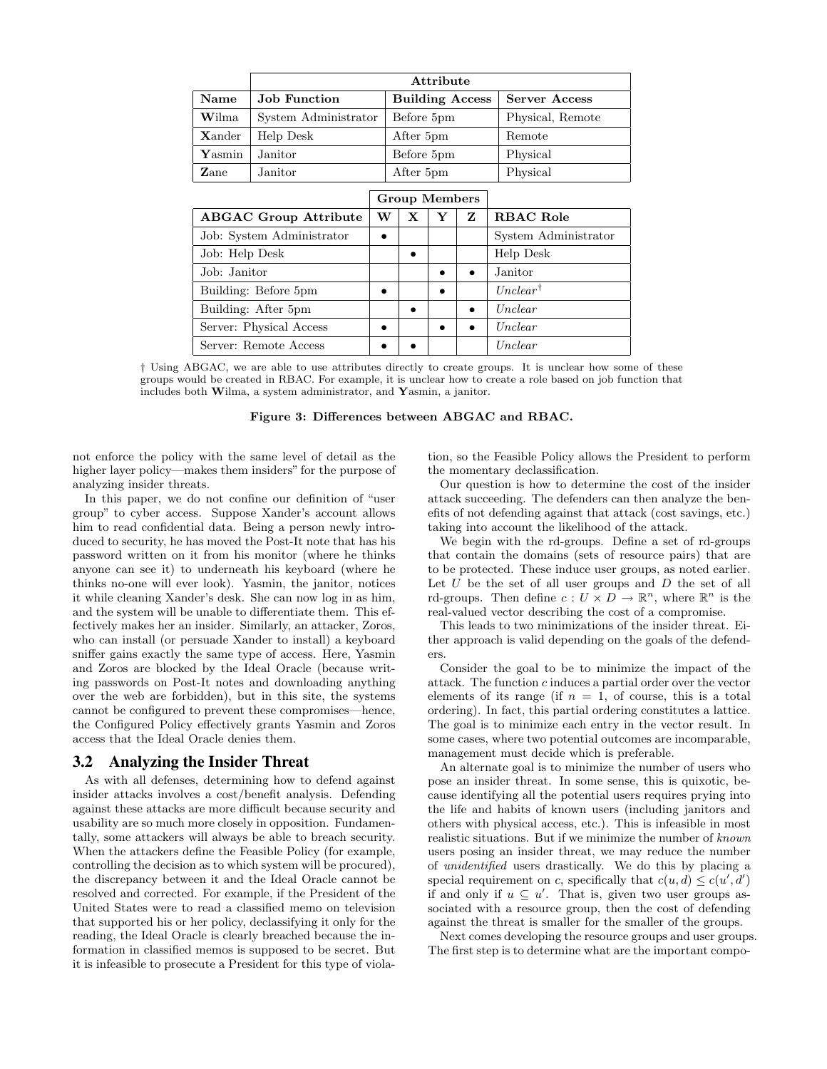| | Attribute | | |
|---|---|---|---|
| **Name** | **Job Function** | **Building Access** | **Server Access** |
| **W**ilma | System Administrator | Before 5pm | Physical, Remote |
| **X**ander | Help Desk | After 5pm | Remote |
| **Y**asmin | Janitor | Before 5pm | Physical |
| **Z**ane | Janitor | After 5pm | Physical |

| | Group Members | | | | |
|---|---|---|---|---|---|
| **ABGAC Group Attribute** | **W** | **X** | **Y** | **Z** | **RBAC Role** |
| Job: System Administrator | • | | | | System Administrator |
| Job: Help Desk | | • | | | Help Desk |
| Job: Janitor | | | • | • | Janitor |
| Building: Before 5pm | • | | • | | *Unclear*† |
| Building: After 5pm | | • | | • | *Unclear* |
| Server: Physical Access | • | | • | • | *Unclear* |
| Server: Remote Access | • | • | | | *Unclear* |

† Using ABGAC, we are able to use attributes directly to create groups. It is unclear how some of these groups would be created in RBAC. For example, it is unclear how to create a role based on job function that includes both **W**ilma, a system administrator, and **Y**asmin, a janitor.

**Figure 3: Differences between ABGAC and RBAC.**

not enforce the policy with the same level of detail as the higher layer policy—makes them insiders" for the purpose of analyzing insider threats.

In this paper, we do not confine our definition of "user group" to cyber access. Suppose Xander's account allows him to read confidential data. Being a person newly introduced to security, he has moved the Post-It note that has his password written on it from his monitor (where he thinks anyone can see it) to underneath his keyboard (where he thinks no-one will ever look). Yasmin, the janitor, notices it while cleaning Xander's desk. She can now log in as him, and the system will be unable to differentiate them. This effectively makes her an insider. Similarly, an attacker, Zoros, who can install (or persuade Xander to install) a keyboard sniffer gains exactly the same type of access. Here, Yasmin and Zoros are blocked by the Ideal Oracle (because writing passwords on Post-It notes and downloading anything over the web are forbidden), but in this site, the systems cannot be configured to prevent these compromises—hence, the Configured Policy effectively grants Yasmin and Zoros access that the Ideal Oracle denies them.

## 3.2 Analyzing the Insider Threat

As with all defenses, determining how to defend against insider attacks involves a cost/benefit analysis. Defending against these attacks are more difficult because security and usability are so much more closely in opposition. Fundamentally, some attackers will always be able to breach security. When the attackers define the Feasible Policy (for example, controlling the decision as to which system will be procured), the discrepancy between it and the Ideal Oracle cannot be resolved and corrected. For example, if the President of the United States were to read a classified memo on television that supported his or her policy, declassifying it only for the reading, the Ideal Oracle is clearly breached because the information in classified memos is supposed to be secret. But it is infeasible to prosecute a President for this type of violation, so the Feasible Policy allows the President to perform the momentary declassification.

Our question is how to determine the cost of the insider attack succeeding. The defenders can then analyze the benefits of not defending against that attack (cost savings, etc.) taking into account the likelihood of the attack.

We begin with the rd-groups. Define a set of rd-groups that contain the domains (sets of resource pairs) that are to be protected. These induce user groups, as noted earlier. Let $U$ be the set of all user groups and $D$ the set of all rd-groups. Then define $c : U \times D \to \mathbb{R}^n$, where $\mathbb{R}^n$ is the real-valued vector describing the cost of a compromise.

This leads to two minimizations of the insider threat. Either approach is valid depending on the goals of the defenders.

Consider the goal to be to minimize the impact of the attack. The function $c$ induces a partial order over the vector elements of its range (if $n = 1$, of course, this is a total ordering). In fact, this partial ordering constitutes a lattice. The goal is to minimize each entry in the vector result. In some cases, where two potential outcomes are incomparable, management must decide which is preferable.

An alternate goal is to minimize the number of users who pose an insider threat. In some sense, this is quixotic, because identifying all the potential users requires prying into the life and habits of known users (including janitors and others with physical access, etc.). This is infeasible in most realistic situations. But if we minimize the number of *known* users posing an insider threat, we may reduce the number of *unidentified* users drastically. We do this by placing a special requirement on $c$, specifically that $c(u, d) \leq c(u', d')$ if and only if $u \subseteq u'$. That is, given two user groups associated with a resource group, then the cost of defending against the threat is smaller for the smaller of the groups.

Next comes developing the resource groups and user groups. The first step is to determine what are the important compo-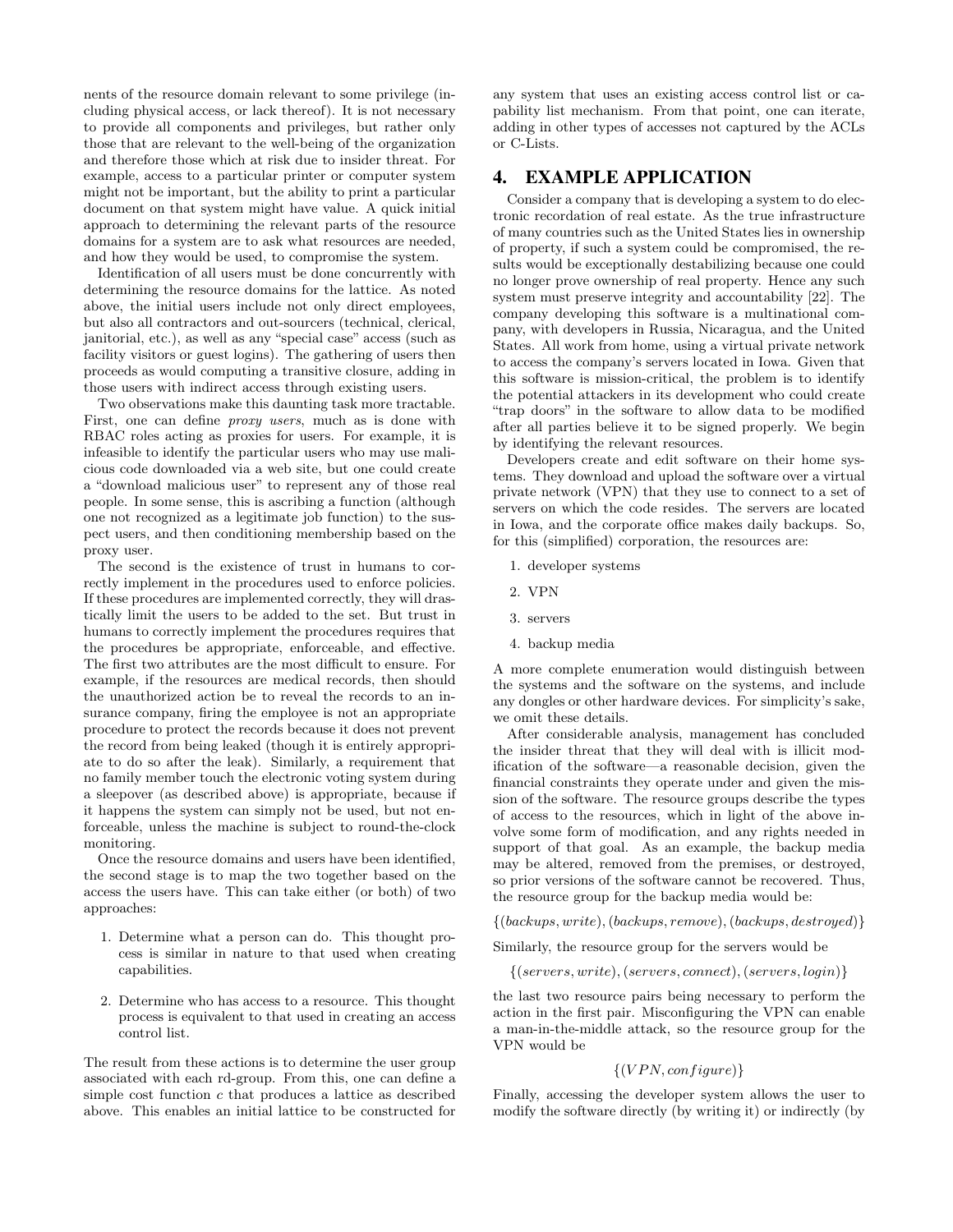nents of the resource domain relevant to some privilege (including physical access, or lack thereof). It is not necessary to provide all components and privileges, but rather only those that are relevant to the well-being of the organization and therefore those which at risk due to insider threat. For example, access to a particular printer or computer system might not be important, but the ability to print a particular document on that system might have value. A quick initial approach to determining the relevant parts of the resource domains for a system are to ask what resources are needed, and how they would be used, to compromise the system.

Identification of all users must be done concurrently with determining the resource domains for the lattice. As noted above, the initial users include not only direct employees, but also all contractors and out-sourcers (technical, clerical, janitorial, etc.), as well as any "special case" access (such as facility visitors or guest logins). The gathering of users then proceeds as would computing a transitive closure, adding in those users with indirect access through existing users.

Two observations make this daunting task more tractable. First, one can define *proxy users*, much as is done with RBAC roles acting as proxies for users. For example, it is infeasible to identify the particular users who may use malicious code downloaded via a web site, but one could create a "download malicious user" to represent any of those real people. In some sense, this is ascribing a function (although one not recognized as a legitimate job function) to the suspect users, and then conditioning membership based on the proxy user.

The second is the existence of trust in humans to correctly implement in the procedures used to enforce policies. If these procedures are implemented correctly, they will drastically limit the users to be added to the set. But trust in humans to correctly implement the procedures requires that the procedures be appropriate, enforceable, and effective. The first two attributes are the most difficult to ensure. For example, if the resources are medical records, then should the unauthorized action be to reveal the records to an insurance company, firing the employee is not an appropriate procedure to protect the records because it does not prevent the record from being leaked (though it is entirely appropriate to do so after the leak). Similarly, a requirement that no family member touch the electronic voting system during a sleepover (as described above) is appropriate, because if it happens the system can simply not be used, but not enforceable, unless the machine is subject to round-the-clock monitoring.

Once the resource domains and users have been identified, the second stage is to map the two together based on the access the users have. This can take either (or both) of two approaches:

1. Determine what a person can do. This thought process is similar in nature to that used when creating capabilities.
2. Determine who has access to a resource. This thought process is equivalent to that used in creating an access control list.

The result from these actions is to determine the user group associated with each rd-group. From this, one can define a simple cost function $c$ that produces a lattice as described above. This enables an initial lattice to be constructed for any system that uses an existing access control list or capability list mechanism. From that point, one can iterate, adding in other types of accesses not captured by the ACLs or C-Lists.

## 4. EXAMPLE APPLICATION

Consider a company that is developing a system to do electronic recordation of real estate. As the true infrastructure of many countries such as the United States lies in ownership of property, if such a system could be compromised, the results would be exceptionally destabilizing because one could no longer prove ownership of real property. Hence any such system must preserve integrity and accountability [22]. The company developing this software is a multinational company, with developers in Russia, Nicaragua, and the United States. All work from home, using a virtual private network to access the company's servers located in Iowa. Given that this software is mission-critical, the problem is to identify the potential attackers in its development who could create "trap doors" in the software to allow data to be modified after all parties believe it to be signed properly. We begin by identifying the relevant resources.

Developers create and edit software on their home systems. They download and upload the software over a virtual private network (VPN) that they use to connect to a set of servers on which the code resides. The servers are located in Iowa, and the corporate office makes daily backups. So, for this (simplified) corporation, the resources are:

1. developer systems
2. VPN
3. servers
4. backup media

A more complete enumeration would distinguish between the systems and the software on the systems, and include any dongles or other hardware devices. For simplicity's sake, we omit these details.

After considerable analysis, management has concluded the insider threat that they will deal with is illicit modification of the software—a reasonable decision, given the financial constraints they operate under and given the mission of the software. The resource groups describe the types of access to the resources, which in light of the above involve some form of modification, and any rights needed in support of that goal. As an example, the backup media may be altered, removed from the premises, or destroyed, so prior versions of the software cannot be recovered. Thus, the resource group for the backup media would be:

$$\{(backups, write), (backups, remove), (backups, destroyed)\}$$

Similarly, the resource group for the servers would be

$$\{(servers, write), (servers, connect), (servers, login)\}$$

the last two resource pairs being necessary to perform the action in the first pair. Misconfiguring the VPN can enable a man-in-the-middle attack, so the resource group for the VPN would be

$$\{(VPN, configure)\}$$

Finally, accessing the developer system allows the user to modify the software directly (by writing it) or indirectly (by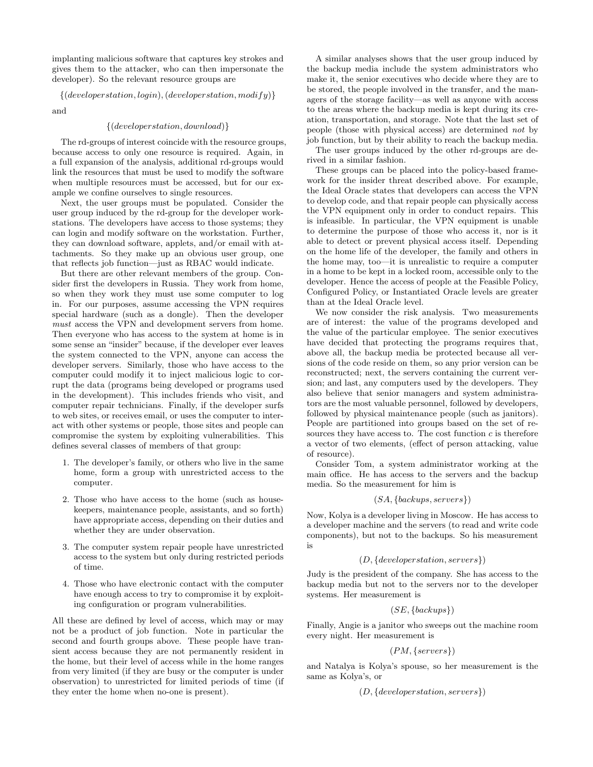implanting malicious software that captures key strokes and gives them to the attacker, who can then impersonate the developer). So the relevant resource groups are

$$\{(developerstation, login), (developerstation, modify)\}$$

and

$$\{(developerstation, download)\}$$

The rd-groups of interest coincide with the resource groups, because access to only one resource is required. Again, in a full expansion of the analysis, additional rd-groups would link the resources that must be used to modify the software when multiple resources must be accessed, but for our example we confine ourselves to single resources.

Next, the user groups must be populated. Consider the user group induced by the rd-group for the developer workstations. The developers have access to those systems; they can login and modify software on the workstation. Further, they can download software, applets, and/or email with attachments. So they make up an obvious user group, one that reflects job function—just as RBAC would indicate.

But there are other relevant members of the group. Consider first the developers in Russia. They work from home, so when they work they must use some computer to log in. For our purposes, assume accessing the VPN requires special hardware (such as a dongle). Then the developer *must* access the VPN and development servers from home. Then everyone who has access to the system at home is in some sense an "insider" because, if the developer ever leaves the system connected to the VPN, anyone can access the developer servers. Similarly, those who have access to the computer could modify it to inject malicious logic to corrupt the data (programs being developed or programs used in the development). This includes friends who visit, and computer repair technicians. Finally, if the developer surfs to web sites, or receives email, or uses the computer to interact with other systems or people, those sites and people can compromise the system by exploiting vulnerabilities. This defines several classes of members of that group:

1. The developer's family, or others who live in the same home, form a group with unrestricted access to the computer.
2. Those who have access to the home (such as housekeepers, maintenance people, assistants, and so forth) have appropriate access, depending on their duties and whether they are under observation.
3. The computer system repair people have unrestricted access to the system but only during restricted periods of time.
4. Those who have electronic contact with the computer have enough access to try to compromise it by exploiting configuration or program vulnerabilities.

All these are defined by level of access, which may or may not be a product of job function. Note in particular the second and fourth groups above. These people have transient access because they are not permanently resident in the home, but their level of access while in the home ranges from very limited (if they are busy or the computer is under observation) to unrestricted for limited periods of time (if they enter the home when no-one is present).

A similar analyses shows that the user group induced by the backup media include the system administrators who make it, the senior executives who decide where they are to be stored, the people involved in the transfer, and the managers of the storage facility—as well as anyone with access to the areas where the backup media is kept during its creation, transportation, and storage. Note that the last set of people (those with physical access) are determined *not* by job function, but by their ability to reach the backup media.

The user groups induced by the other rd-groups are derived in a similar fashion.

These groups can be placed into the policy-based framework for the insider threat described above. For example, the Ideal Oracle states that developers can access the VPN to develop code, and that repair people can physically access the VPN equipment only in order to conduct repairs. This is infeasible. In particular, the VPN equipment is unable to determine the purpose of those who access it, nor is it able to detect or prevent physical access itself. Depending on the home life of the developer, the family and others in the home may, too—it is unrealistic to require a computer in a home to be kept in a locked room, accessible only to the developer. Hence the access of people at the Feasible Policy, Configured Policy, or Instantiated Oracle levels are greater than at the Ideal Oracle level.

We now consider the risk analysis. Two measurements are of interest: the value of the programs developed and the value of the particular employee. The senior executives have decided that protecting the programs requires that, above all, the backup media be protected because all versions of the code reside on them, so any prior version can be reconstructed; next, the servers containing the current version; and last, any computers used by the developers. They also believe that senior managers and system administrators are the most valuable personnel, followed by developers, followed by physical maintenance people (such as janitors). People are partitioned into groups based on the set of resources they have access to. The cost function $c$ is therefore a vector of two elements, (effect of person attacking, value of resource).

Consider Tom, a system administrator working at the main office. He has access to the servers and the backup media. So the measurement for him is

$$(SA, \{backups, servers\})$$

Now, Kolya is a developer living in Moscow. He has access to a developer machine and the servers (to read and write code components), but not to the backups. So his measurement is

$$(D, \{developerstation, servers\})$$

Judy is the president of the company. She has access to the backup media but not to the servers nor to the developer systems. Her measurement is

$$(SE, \{backups\})$$

Finally, Angie is a janitor who sweeps out the machine room every night. Her measurement is

$$(PM, \{servers\})$$

and Natalya is Kolya's spouse, so her measurement is the same as Kolya's, or

$$(D, \{developerstation, servers\})$$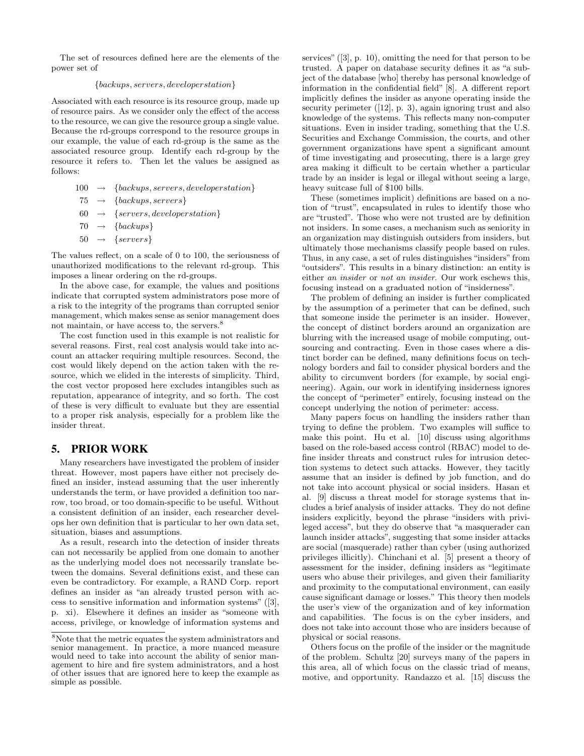The set of resources defined here are the elements of the power set of

$$\{backups, servers, developerstation\}$$

Associated with each resource is its resource group, made up of resource pairs. As we consider only the effect of the access to the resource, we can give the resource group a single value. Because the rd-groups correspond to the resource groups in our example, the value of each rd-group is the same as the associated resource group. Identify each rd-group by the resource it refers to. Then let the values be assigned as follows:

$$
\begin{aligned}
100 &\rightarrow \{backups, servers, developerstation\} \\
75 &\rightarrow \{backups, servers\} \\
60 &\rightarrow \{servers, developerstation\} \\
70 &\rightarrow \{backups\} \\
50 &\rightarrow \{servers\}
\end{aligned}
$$

The values reflect, on a scale of 0 to 100, the seriousness of unauthorized modifications to the relevant rd-group. This imposes a linear ordering on the rd-groups.

In the above case, for example, the values and positions indicate that corrupted system administrators pose more of a risk to the integrity of the programs than corrupted senior management, which makes sense as senior management does not maintain, or have access to, the servers.[8]

The cost function used in this example is not realistic for several reasons. First, real cost analysis would take into account an attacker requiring multiple resources. Second, the cost would likely depend on the action taken with the resource, which we elided in the interests of simplicity. Third, the cost vector proposed here excludes intangibles such as reputation, appearance of integrity, and so forth. The cost of these is very difficult to evaluate but they are essential to a proper risk analysis, especially for a problem like the insider threat.

## 5. PRIOR WORK

Many researchers have investigated the problem of insider threat. However, most papers have either not precisely defined an insider, instead assuming that the user inherently understands the term, or have provided a definition too narrow, too broad, or too domain-specific to be useful. Without a consistent definition of an insider, each researcher develops her own definition that is particular to her own data set, situation, biases and assumptions.

As a result, research into the detection of insider threats can not necessarily be applied from one domain to another as the underlying model does not necessarily translate between the domains. Several definitions exist, and these can even be contradictory. For example, a RAND Corp. report defines an insider as "an already trusted person with access to sensitive information and information systems" ([3], p. xi). Elsewhere it defines an insider as "someone with access, privilege, or knowledge of information systems and services" ([3], p. 10), omitting the need for that person to be trusted. A paper on database security defines it as "a subject of the database [who] thereby has personal knowledge of information in the confidential field" [8]. A different report implicitly defines the insider as anyone operating inside the security perimeter ([12], p. 3), again ignoring trust and also knowledge of the systems. This reflects many non-computer situations. Even in insider trading, something that the U.S. Securities and Exchange Commission, the courts, and other government organizations have spent a significant amount of time investigating and prosecuting, there is a large grey area making it difficult to be certain whether a particular trade by an insider is legal or illegal without seeing a large, heavy suitcase full of $100 bills.

These (sometimes implicit) definitions are based on a notion of "trust", encapsulated in rules to identify those who are "trusted". Those who were not trusted are by definition not insiders. In some cases, a mechanism such as seniority in an organization may distinguish outsiders from insiders, but ultimately those mechanisms classify people based on rules. Thus, in any case, a set of rules distinguishes "insiders" from "outsiders". This results in a binary distinction: an entity is either *an insider* or *not an insider*. Our work eschews this, focusing instead on a graduated notion of "insiderness".

The problem of defining an insider is further complicated by the assumption of a perimeter that can be defined, such that someone inside the perimeter is an insider. However, the concept of distinct borders around an organization are blurring with the increased usage of mobile computing, outsourcing and contracting. Even in those cases where a distinct border can be defined, many definitions focus on technology borders and fail to consider physical borders and the ability to circumvent borders (for example, by social engineering). Again, our work in identifying insiderness ignores the concept of "perimeter" entirely, focusing instead on the concept underlying the notion of perimeter: access.

Many papers focus on handling the insiders rather than trying to define the problem. Two examples will suffice to make this point. Hu et al. [10] discuss using algorithms based on the role-based access control (RBAC) model to define insider threats and construct rules for intrusion detection systems to detect such attacks. However, they tacitly assume that an insider is defined by job function, and do not take into account physical or social insiders. Hasan et al. [9] discuss a threat model for storage systems that includes a brief analysis of insider attacks. They do not define insiders explicitly, beyond the phrase "insiders with privileged access", but they do observe that "a masquerader can launch insider attacks", suggesting that some insider attacks are social (masquerade) rather than cyber (using authorized privileges illicitly). Chinchani et al. [5] present a theory of assessment for the insider, defining insiders as "legitimate users who abuse their privileges, and given their familiarity and proximity to the computational environment, can easily cause significant damage or losses." This theory then models the user's view of the organization and of key information and capabilities. The focus is on the cyber insiders, and does not take into account those who are insiders because of physical or social reasons.

Others focus on the profile of the insider or the magnitude of the problem. Schultz [20] surveys many of the papers in this area, all of which focus on the classic triad of means, motive, and opportunity. Randazzo et al. [15] discuss the

[8]Note that the metric equates the system administrators and senior management. In practice, a more nuanced measure would need to take into account the ability of senior management to hire and fire system administrators, and a host of other issues that are ignored here to keep the example as simple as possible.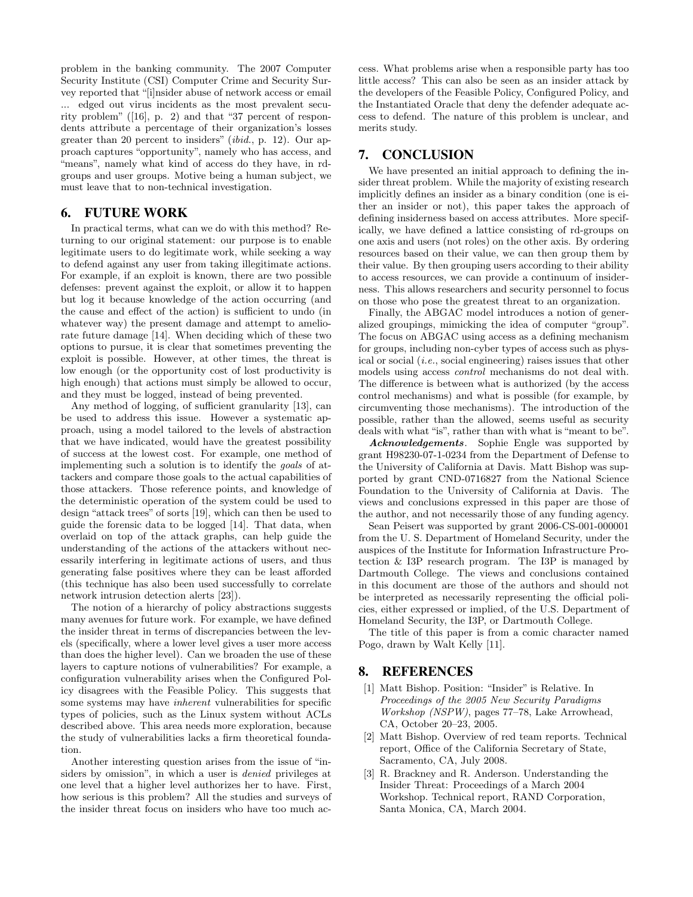problem in the banking community. The 2007 Computer Security Institute (CSI) Computer Crime and Security Survey reported that "[i]nsider abuse of network access or email ... edged out virus incidents as the most prevalent security problem" ([16], p. 2) and that "37 percent of respondents attribute a percentage of their organization's losses greater than 20 percent to insiders" (*ibid.*, p. 12). Our approach captures "opportunity", namely who has access, and "means", namely what kind of access do they have, in rd-groups and user groups. Motive being a human subject, we must leave that to non-technical investigation.

## 6. FUTURE WORK

In practical terms, what can we do with this method? Returning to our original statement: our purpose is to enable legitimate users to do legitimate work, while seeking a way to defend against any user from taking illegitimate actions. For example, if an exploit is known, there are two possible defenses: prevent against the exploit, or allow it to happen but log it because knowledge of the action occurring (and the cause and effect of the action) is sufficient to undo (in whatever way) the present damage and attempt to ameliorate future damage [14]. When deciding which of these two options to pursue, it is clear that sometimes preventing the exploit is possible. However, at other times, the threat is low enough (or the opportunity cost of lost productivity is high enough) that actions must simply be allowed to occur, and they must be logged, instead of being prevented.

Any method of logging, of sufficient granularity [13], can be used to address this issue. However a systematic approach, using a model tailored to the levels of abstraction that we have indicated, would have the greatest possibility of success at the lowest cost. For example, one method of implementing such a solution is to identify the *goals* of attackers and compare those goals to the actual capabilities of those attackers. Those reference points, and knowledge of the deterministic operation of the system could be used to design "attack trees" of sorts [19], which can then be used to guide the forensic data to be logged [14]. That data, when overlaid on top of the attack graphs, can help guide the understanding of the actions of the attackers without necessarily interfering in legitimate actions of users, and thus generating false positives where they can be least afforded (this technique has also been used successfully to correlate network intrusion detection alerts [23]).

The notion of a hierarchy of policy abstractions suggests many avenues for future work. For example, we have defined the insider threat in terms of discrepancies between the levels (specifically, where a lower level gives a user more access than does the higher level). Can we broaden the use of these layers to capture notions of vulnerabilities? For example, a configuration vulnerability arises when the Configured Policy disagrees with the Feasible Policy. This suggests that some systems may have *inherent* vulnerabilities for specific types of policies, such as the Linux system without ACLs described above. This area needs more exploration, because the study of vulnerabilities lacks a firm theoretical foundation.

Another interesting question arises from the issue of "insiders by omission", in which a user is *denied* privileges at one level that a higher level authorizes her to have. First, how serious is this problem? All the studies and surveys of the insider threat focus on insiders who have too much access. What problems arise when a responsible party has too little access? This can also be seen as an insider attack by the developers of the Feasible Policy, Configured Policy, and the Instantiated Oracle that deny the defender adequate access to defend. The nature of this problem is unclear, and merits study.

## 7. CONCLUSION

We have presented an initial approach to defining the insider threat problem. While the majority of existing research implicitly defines an insider as a binary condition (one is either an insider or not), this paper takes the approach of defining insiderness based on access attributes. More specifically, we have defined a lattice consisting of rd-groups on one axis and users (not roles) on the other axis. By ordering resources based on their value, we can then group them by their value. By then grouping users according to their ability to access resources, we can provide a continuum of insiderness. This allows researchers and security personnel to focus on those who pose the greatest threat to an organization.

Finally, the ABGAC model introduces a notion of generalized groupings, mimicking the idea of computer "group". The focus on ABGAC using access as a defining mechanism for groups, including non-cyber types of access such as physical or social (*i.e.*, social engineering) raises issues that other models using access *control* mechanisms do not deal with. The difference is between what is authorized (by the access control mechanisms) and what is possible (for example, by circumventing those mechanisms). The introduction of the possible, rather than the allowed, seems useful as security deals with what "is", rather than with what is "meant to be".

***Acknowledgements***. Sophie Engle was supported by grant H98230-07-1-0234 from the Department of Defense to the University of California at Davis. Matt Bishop was supported by grant CND-0716827 from the National Science Foundation to the University of California at Davis. The views and conclusions expressed in this paper are those of the author, and not necessarily those of any funding agency.

Sean Peisert was supported by grant 2006-CS-001-000001 from the U. S. Department of Homeland Security, under the auspices of the Institute for Information Infrastructure Protection & I3P research program. The I3P is managed by Dartmouth College. The views and conclusions contained in this document are those of the authors and should not be interpreted as necessarily representing the official policies, either expressed or implied, of the U.S. Department of Homeland Security, the I3P, or Dartmouth College.

The title of this paper is from a comic character named Pogo, drawn by Walt Kelly [11].

## 8. REFERENCES

[1] Matt Bishop. Position: "Insider" is Relative. In *Proceedings of the 2005 New Security Paradigms Workshop (NSPW)*, pages 77–78, Lake Arrowhead, CA, October 20–23, 2005.

[2] Matt Bishop. Overview of red team reports. Technical report, Office of the California Secretary of State, Sacramento, CA, July 2008.

[3] R. Brackney and R. Anderson. Understanding the Insider Threat: Proceedings of a March 2004 Workshop. Technical report, RAND Corporation, Santa Monica, CA, March 2004.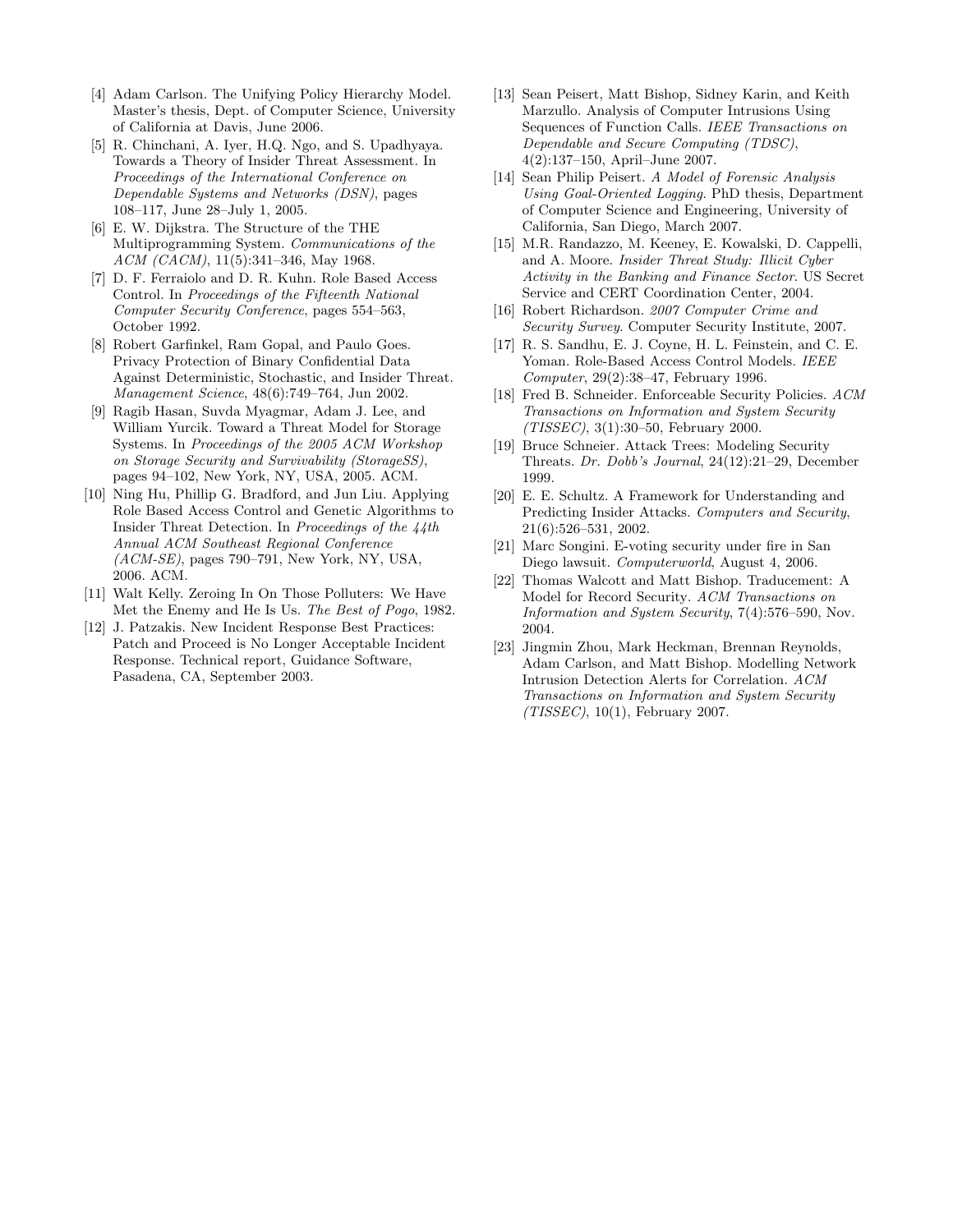[4] Adam Carlson. The Unifying Policy Hierarchy Model. Master's thesis, Dept. of Computer Science, University of California at Davis, June 2006.

[5] R. Chinchani, A. Iyer, H.Q. Ngo, and S. Upadhyaya. Towards a Theory of Insider Threat Assessment. In *Proceedings of the International Conference on Dependable Systems and Networks (DSN)*, pages 108–117, June 28–July 1, 2005.

[6] E. W. Dijkstra. The Structure of the THE Multiprogramming System. *Communications of the ACM (CACM)*, 11(5):341–346, May 1968.

[7] D. F. Ferraiolo and D. R. Kuhn. Role Based Access Control. In *Proceedings of the Fifteenth National Computer Security Conference*, pages 554–563, October 1992.

[8] Robert Garfinkel, Ram Gopal, and Paulo Goes. Privacy Protection of Binary Confidential Data Against Deterministic, Stochastic, and Insider Threat. *Management Science*, 48(6):749–764, Jun 2002.

[9] Ragib Hasan, Suvda Myagmar, Adam J. Lee, and William Yurcik. Toward a Threat Model for Storage Systems. In *Proceedings of the 2005 ACM Workshop on Storage Security and Survivability (StorageSS)*, pages 94–102, New York, NY, USA, 2005. ACM.

[10] Ning Hu, Phillip G. Bradford, and Jun Liu. Applying Role Based Access Control and Genetic Algorithms to Insider Threat Detection. In *Proceedings of the 44th Annual ACM Southeast Regional Conference (ACM-SE)*, pages 790–791, New York, NY, USA, 2006. ACM.

[11] Walt Kelly. Zeroing In On Those Polluters: We Have Met the Enemy and He Is Us. *The Best of Pogo*, 1982.

[12] J. Patzakis. New Incident Response Best Practices: Patch and Proceed is No Longer Acceptable Incident Response. Technical report, Guidance Software, Pasadena, CA, September 2003.

[13] Sean Peisert, Matt Bishop, Sidney Karin, and Keith Marzullo. Analysis of Computer Intrusions Using Sequences of Function Calls. *IEEE Transactions on Dependable and Secure Computing (TDSC)*, 4(2):137–150, April–June 2007.

[14] Sean Philip Peisert. *A Model of Forensic Analysis Using Goal-Oriented Logging*. PhD thesis, Department of Computer Science and Engineering, University of California, San Diego, March 2007.

[15] M.R. Randazzo, M. Keeney, E. Kowalski, D. Cappelli, and A. Moore. *Insider Threat Study: Illicit Cyber Activity in the Banking and Finance Sector*. US Secret Service and CERT Coordination Center, 2004.

[16] Robert Richardson. *2007 Computer Crime and Security Survey*. Computer Security Institute, 2007.

[17] R. S. Sandhu, E. J. Coyne, H. L. Feinstein, and C. E. Yoman. Role-Based Access Control Models. *IEEE Computer*, 29(2):38–47, February 1996.

[18] Fred B. Schneider. Enforceable Security Policies. *ACM Transactions on Information and System Security (TISSEC)*, 3(1):30–50, February 2000.

[19] Bruce Schneier. Attack Trees: Modeling Security Threats. *Dr. Dobb's Journal*, 24(12):21–29, December 1999.

[20] E. E. Schultz. A Framework for Understanding and Predicting Insider Attacks. *Computers and Security*, 21(6):526–531, 2002.

[21] Marc Songini. E-voting security under fire in San Diego lawsuit. *Computerworld*, August 4, 2006.

[22] Thomas Walcott and Matt Bishop. Traducement: A Model for Record Security. *ACM Transactions on Information and System Security*, 7(4):576–590, Nov. 2004.

[23] Jingmin Zhou, Mark Heckman, Brennan Reynolds, Adam Carlson, and Matt Bishop. Modelling Network Intrusion Detection Alerts for Correlation. *ACM Transactions on Information and System Security (TISSEC)*, 10(1), February 2007.